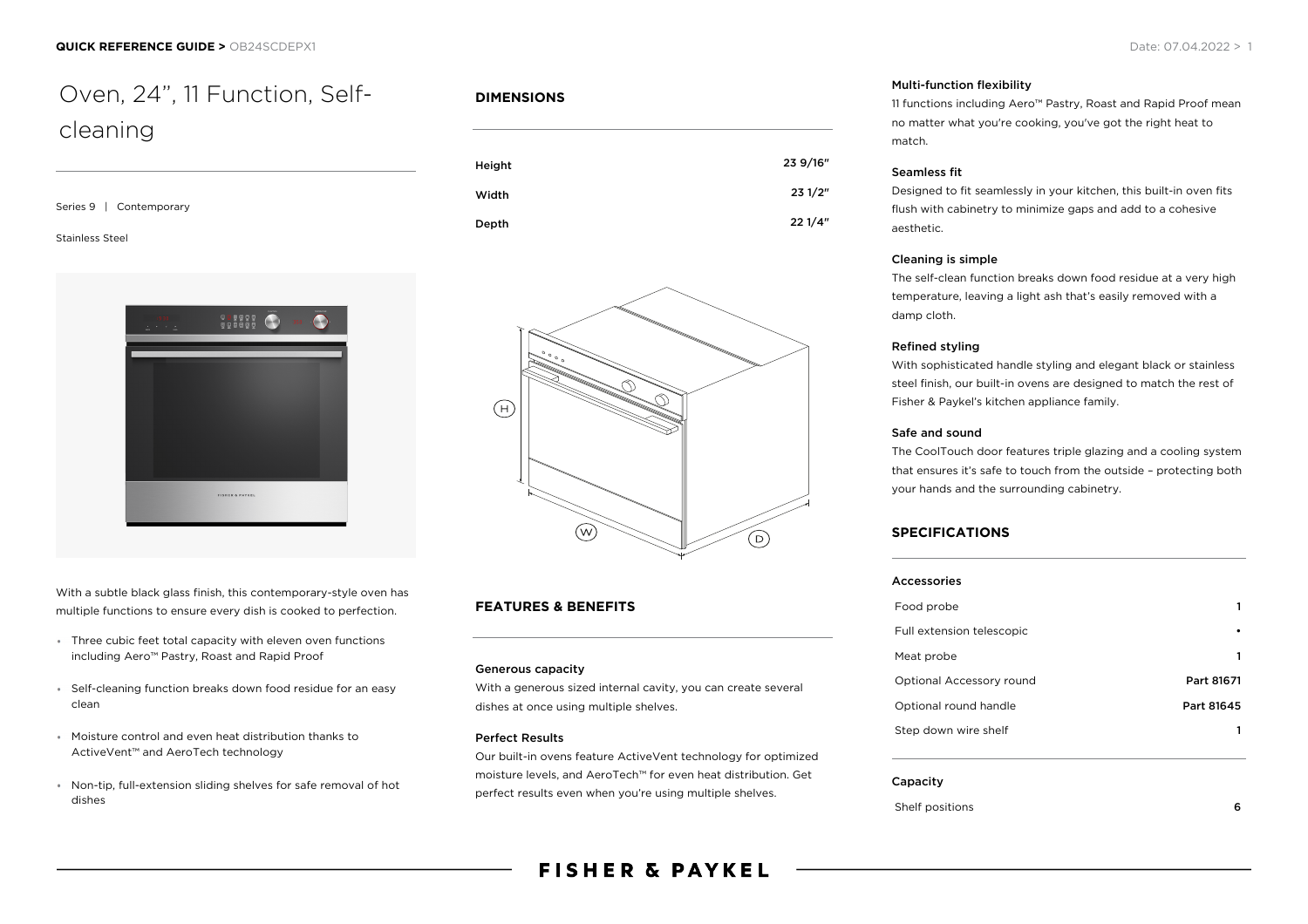# Oven, 24", 11 Function, Self-cleaning

Series 9 | Contemporary

Stainless Steel

With a subtle black glass finish, this contemporary-style oven has multiple functions to ensure every dish is cooked to perfection.

- Three cubic feet total capacity with eleven oven functions including Aero™ Pastry, Roast and Rapid Proof
- Self-cleaning function breaks down food residue for an easy clean
- Moisture control and even heat distribution thanks to ActiveVent™ and AeroTech technology
- Non-tip, full-extension sliding shelves for safe removal of hot dishes

## DIMENSIONS

| | |
|---|---|
| Height | 23 9/16" |
| Width | 23 1/2" |
| Depth | 22 1/4" |

## FEATURES & BENEFITS

### Generous capacity

With a generous sized internal cavity, you can create several dishes at once using multiple shelves.

### Perfect Results

Our built-in ovens feature ActiveVent technology for optimized moisture levels, and AeroTech™ for even heat distribution. Get perfect results even when you're using multiple shelves.

### Multi-function flexibility

11 functions including Aero™ Pastry, Roast and Rapid Proof mean no matter what you're cooking, you've got the right heat to match.

### Seamless fit

Designed to fit seamlessly in your kitchen, this built-in oven fits flush with cabinetry to minimize gaps and add to a cohesive aesthetic.

### Cleaning is simple

The self-clean function breaks down food residue at a very high temperature, leaving a light ash that's easily removed with a damp cloth.

### Refined styling

With sophisticated handle styling and elegant black or stainless steel finish, our built-in ovens are designed to match the rest of Fisher & Paykel's kitchen appliance family.

### Safe and sound

The CoolTouch door features triple glazing and a cooling system that ensures it's safe to touch from the outside – protecting both your hands and the surrounding cabinetry.

## SPECIFICATIONS

### Accessories

| | |
|---|---|
| Food probe | 1 |
| Full extension telescopic | • |
| Meat probe | 1 |
| Optional Accessory round | Part 81671 |
| Optional round handle | Part 81645 |
| Step down wire shelf | 1 |

### Capacity

| | |
|---|---|
| Shelf positions | 6 |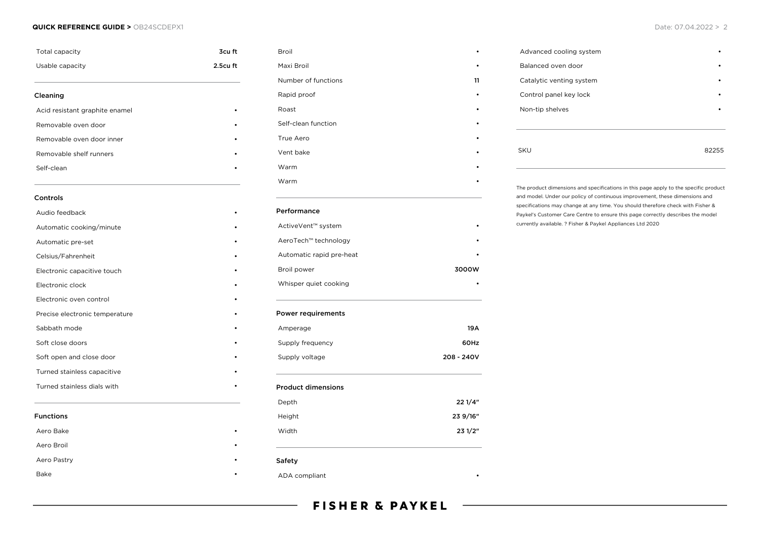| | |
|---|---|
| Total capacity | 3cu ft |
| Usable capacity | 2.5cu ft |

## Cleaning

| | |
|---|---|
| Acid resistant graphite enamel | • |
| Removable oven door | • |
| Removable oven door inner | • |
| Removable shelf runners | • |
| Self-clean | • |

## Controls

| | |
|---|---|
| Audio feedback | • |
| Automatic cooking/minute | • |
| Automatic pre-set | • |
| Celsius/Fahrenheit | • |
| Electronic capacitive touch | • |
| Electronic clock | • |
| Electronic oven control | • |
| Precise electronic temperature | • |
| Sabbath mode | • |
| Soft close doors | • |
| Soft open and close door | • |
| Turned stainless capacitive | • |
| Turned stainless dials with | • |

## Functions

| | |
|---|---|
| Aero Bake | • |
| Aero Broil | • |
| Aero Pastry | • |
| Bake | • |
| Broil | • |
| Maxi Broil | • |
| Number of functions | 11 |
| Rapid proof | • |
| Roast | • |
| Self-clean function | • |
| True Aero | • |
| Vent bake | • |
| Warm | • |
| Warm | • |

## Performance

| | |
|---|---|
| ActiveVent™ system | • |
| AeroTech™ technology | • |
| Automatic rapid pre-heat | • |
| Broil power | 3000W |
| Whisper quiet cooking | • |

## Power requirements

| | |
|---|---|
| Amperage | 19A |
| Supply frequency | 60Hz |
| Supply voltage | 208 - 240V |

## Product dimensions

| | |
|---|---|
| Depth | 22 1/4" |
| Height | 23 9/16" |
| Width | 23 1/2" |

## Safety

| | |
|---|---|
| ADA compliant | • |
| Advanced cooling system | • |
| Balanced oven door | • |
| Catalytic venting system | • |
| Control panel key lock | • |
| Non-tip shelves | • |

| | |
|---|---|
| SKU | 82255 |

The product dimensions and specifications in this page apply to the specific product and model. Under our policy of continuous improvement, these dimensions and specifications may change at any time. You should therefore check with Fisher & Paykel's Customer Care Centre to ensure this page correctly describes the model currently available. ? Fisher & Paykel Appliances Ltd 2020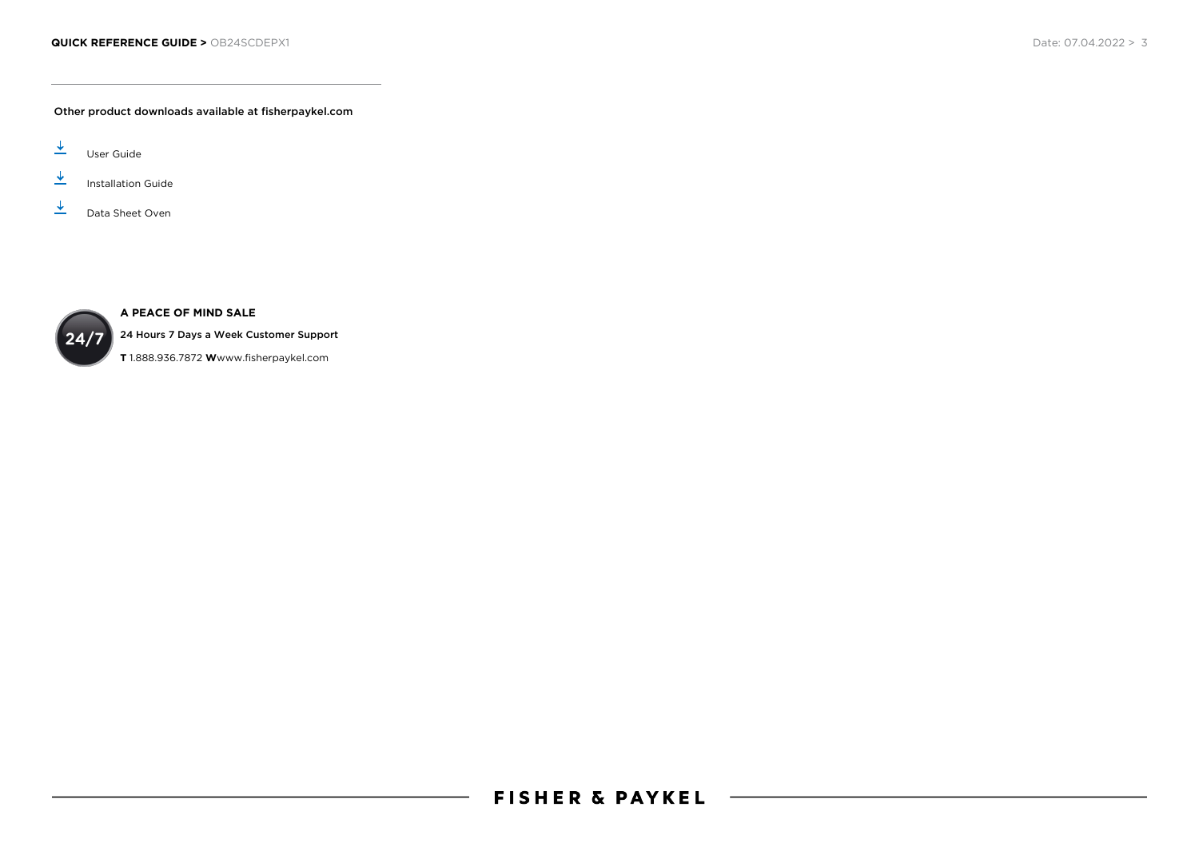Other product downloads available at fisherpaykel.com

- User Guide
- Installation Guide
- Data Sheet Oven

24/7

**A PEACE OF MIND SALE**

**24 Hours 7 Days a Week Customer Support**

**T** 1.888.936.7872 **W**www.fisherpaykel.com

FISHER & PAYKEL